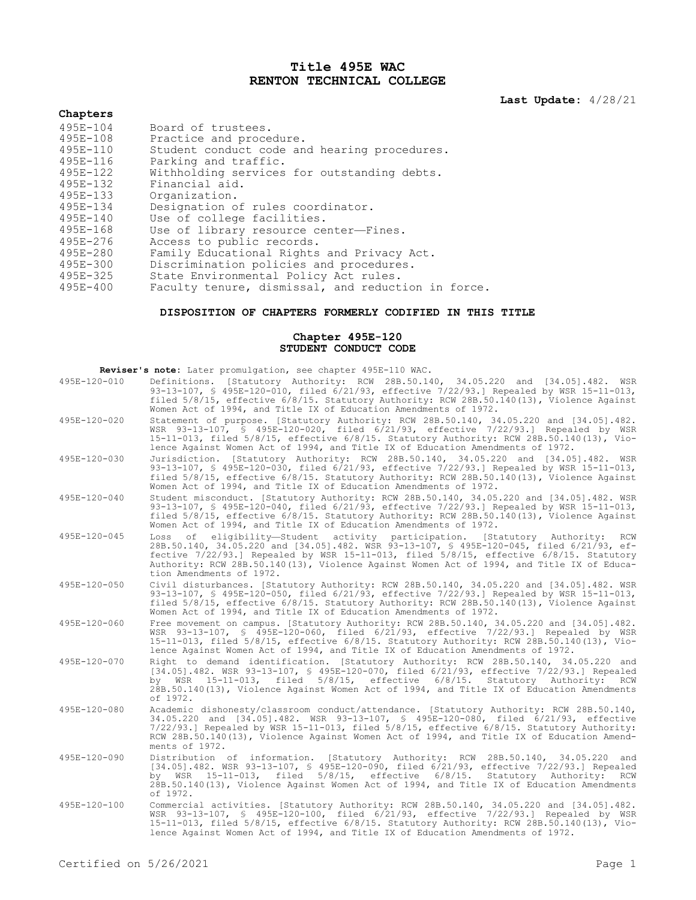# Title 495E WAC
# RENTON TECHNICAL COLLEGE

**Last Update:** 4/28/21

**Chapters**

| | |
|---|---|
| 495E-104 | Board of trustees. |
| 495E-108 | Practice and procedure. |
| 495E-110 | Student conduct code and hearing procedures. |
| 495E-116 | Parking and traffic. |
| 495E-122 | Withholding services for outstanding debts. |
| 495E-132 | Financial aid. |
| 495E-133 | Organization. |
| 495E-134 | Designation of rules coordinator. |
| 495E-140 | Use of college facilities. |
| 495E-168 | Use of library resource center—Fines. |
| 495E-276 | Access to public records. |
| 495E-280 | Family Educational Rights and Privacy Act. |
| 495E-300 | Discrimination policies and procedures. |
| 495E-325 | State Environmental Policy Act rules. |
| 495E-400 | Faculty tenure, dismissal, and reduction in force. |

## DISPOSITION OF CHAPTERS FORMERLY CODIFIED IN THIS TITLE

### Chapter 495E-120
### STUDENT CONDUCT CODE

**Reviser's note:** Later promulgation, see chapter 495E-110 WAC.

| | |
|---|---|
| 495E-120-010 | Definitions. [Statutory Authority: RCW 28B.50.140, 34.05.220 and [34.05].482. WSR 93-13-107, § 495E-120-010, filed 6/21/93, effective 7/22/93.] Repealed by WSR 15-11-013, filed 5/8/15, effective 6/8/15. Statutory Authority: RCW 28B.50.140(13), Violence Against Women Act of 1994, and Title IX of Education Amendments of 1972. |
| 495E-120-020 | Statement of purpose. [Statutory Authority: RCW 28B.50.140, 34.05.220 and [34.05].482. WSR 93-13-107, § 495E-120-020, filed 6/21/93, effective 7/22/93.] Repealed by WSR 15-11-013, filed 5/8/15, effective 6/8/15. Statutory Authority: RCW 28B.50.140(13), Violence Against Women Act of 1994, and Title IX of Education Amendments of 1972. |
| 495E-120-030 | Jurisdiction. [Statutory Authority: RCW 28B.50.140, 34.05.220 and [34.05].482. WSR 93-13-107, § 495E-120-030, filed 6/21/93, effective 7/22/93.] Repealed by WSR 15-11-013, filed 5/8/15, effective 6/8/15. Statutory Authority: RCW 28B.50.140(13), Violence Against Women Act of 1994, and Title IX of Education Amendments of 1972. |
| 495E-120-040 | Student misconduct. [Statutory Authority: RCW 28B.50.140, 34.05.220 and [34.05].482. WSR 93-13-107, § 495E-120-040, filed 6/21/93, effective 7/22/93.] Repealed by WSR 15-11-013, filed 5/8/15, effective 6/8/15. Statutory Authority: RCW 28B.50.140(13), Violence Against Women Act of 1994, and Title IX of Education Amendments of 1972. |
| 495E-120-045 | Loss of eligibility—Student activity participation. [Statutory Authority: RCW 28B.50.140, 34.05.220 and [34.05].482. WSR 93-13-107, § 495E-120-045, filed 6/21/93, effective 7/22/93.] Repealed by WSR 15-11-013, filed 5/8/15, effective 6/8/15. Statutory Authority: RCW 28B.50.140(13), Violence Against Women Act of 1994, and Title IX of Education Amendments of 1972. |
| 495E-120-050 | Civil disturbances. [Statutory Authority: RCW 28B.50.140, 34.05.220 and [34.05].482. WSR 93-13-107, § 495E-120-050, filed 6/21/93, effective 7/22/93.] Repealed by WSR 15-11-013, filed 5/8/15, effective 6/8/15. Statutory Authority: RCW 28B.50.140(13), Violence Against Women Act of 1994, and Title IX of Education Amendments of 1972. |
| 495E-120-060 | Free movement on campus. [Statutory Authority: RCW 28B.50.140, 34.05.220 and [34.05].482. WSR 93-13-107, § 495E-120-060, filed 6/21/93, effective 7/22/93.] Repealed by WSR 15-11-013, filed 5/8/15, effective 6/8/15. Statutory Authority: RCW 28B.50.140(13), Violence Against Women Act of 1994, and Title IX of Education Amendments of 1972. |
| 495E-120-070 | Right to demand identification. [Statutory Authority: RCW 28B.50.140, 34.05.220 and [34.05].482. WSR 93-13-107, § 495E-120-070, filed 6/21/93, effective 7/22/93.] Repealed by WSR 15-11-013, filed 5/8/15, effective 6/8/15. Statutory Authority: RCW 28B.50.140(13), Violence Against Women Act of 1994, and Title IX of Education Amendments of 1972. |
| 495E-120-080 | Academic dishonesty/classroom conduct/attendance. [Statutory Authority: RCW 28B.50.140, 34.05.220 and [34.05].482. WSR 93-13-107, § 495E-120-080, filed 6/21/93, effective 7/22/93.] Repealed by WSR 15-11-013, filed 5/8/15, effective 6/8/15. Statutory Authority: RCW 28B.50.140(13), Violence Against Women Act of 1994, and Title IX of Education Amendments of 1972. |
| 495E-120-090 | Distribution of information. [Statutory Authority: RCW 28B.50.140, 34.05.220 and [34.05].482. WSR 93-13-107, § 495E-120-090, filed 6/21/93, effective 7/22/93.] Repealed by WSR 15-11-013, filed 5/8/15, effective 6/8/15. Statutory Authority: RCW 28B.50.140(13), Violence Against Women Act of 1994, and Title IX of Education Amendments of 1972. |
| 495E-120-100 | Commercial activities. [Statutory Authority: RCW 28B.50.140, 34.05.220 and [34.05].482. WSR 93-13-107, § 495E-120-100, filed 6/21/93, effective 7/22/93.] Repealed by WSR 15-11-013, filed 5/8/15, effective 6/8/15. Statutory Authority: RCW 28B.50.140(13), Violence Against Women Act of 1994, and Title IX of Education Amendments of 1972. |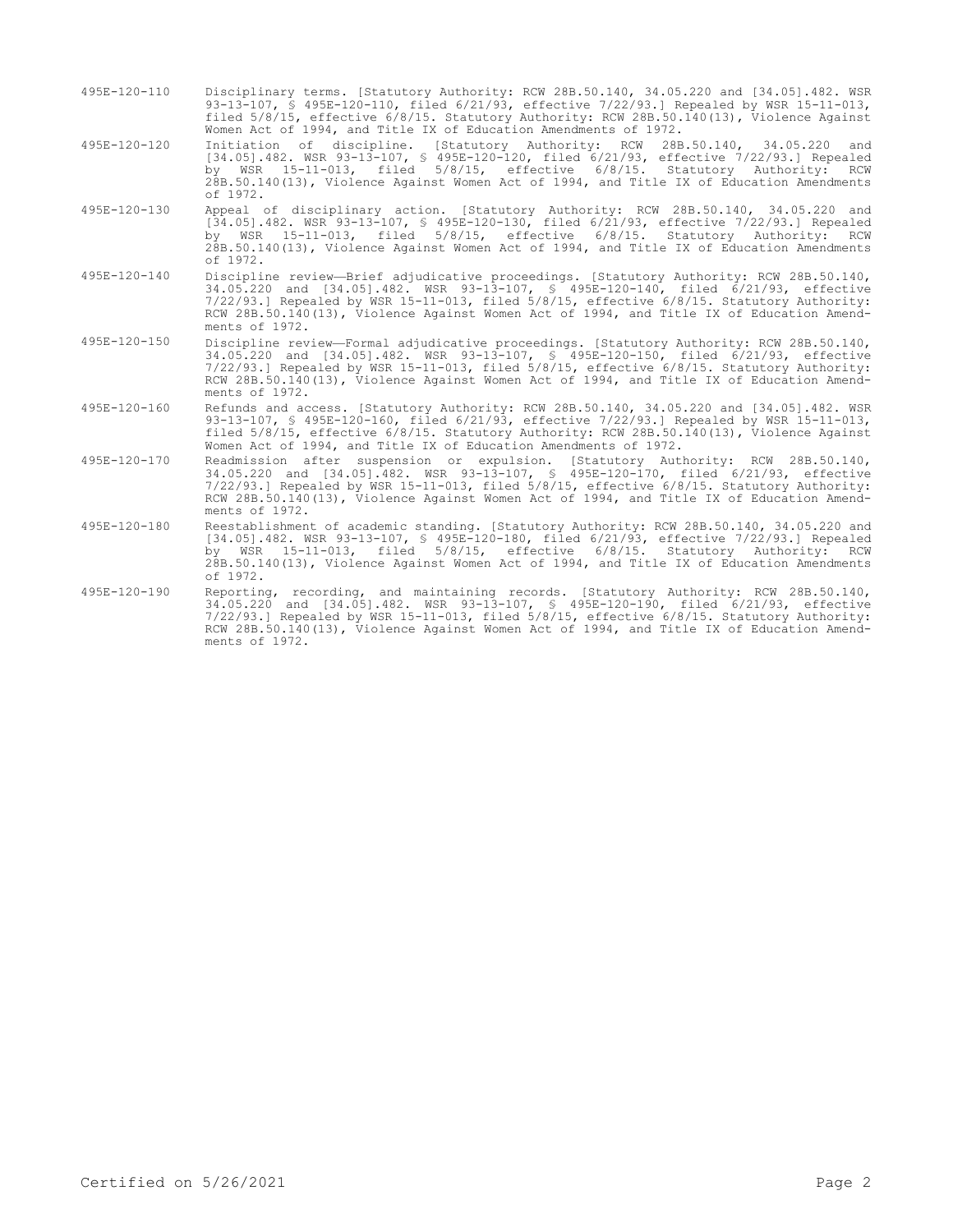495E-120-110 Disciplinary terms. [Statutory Authority: RCW 28B.50.140, 34.05.220 and [34.05].482. WSR 93-13-107, § 495E-120-110, filed 6/21/93, effective 7/22/93.] Repealed by WSR 15-11-013, filed 5/8/15, effective 6/8/15. Statutory Authority: RCW 28B.50.140(13), Violence Against Women Act of 1994, and Title IX of Education Amendments of 1972.

495E-120-120 Initiation of discipline. [Statutory Authority: RCW 28B.50.140, 34.05.220 and [34.05].482. WSR 93-13-107, § 495E-120-120, filed 6/21/93, effective 7/22/93.] Repealed by WSR 15-11-013, filed 5/8/15, effective 6/8/15. Statutory Authority: RCW 28B.50.140(13), Violence Against Women Act of 1994, and Title IX of Education Amendments of 1972.

495E-120-130 Appeal of disciplinary action. [Statutory Authority: RCW 28B.50.140, 34.05.220 and [34.05].482. WSR 93-13-107, § 495E-120-130, filed 6/21/93, effective 7/22/93.] Repealed by WSR 15-11-013, filed 5/8/15, effective 6/8/15. Statutory Authority: RCW 28B.50.140(13), Violence Against Women Act of 1994, and Title IX of Education Amendments of 1972.

495E-120-140 Discipline review—Brief adjudicative proceedings. [Statutory Authority: RCW 28B.50.140, 34.05.220 and [34.05].482. WSR 93-13-107, § 495E-120-140, filed 6/21/93, effective 7/22/93.] Repealed by WSR 15-11-013, filed 5/8/15, effective 6/8/15. Statutory Authority: RCW 28B.50.140(13), Violence Against Women Act of 1994, and Title IX of Education Amendments of 1972.

495E-120-150 Discipline review—Formal adjudicative proceedings. [Statutory Authority: RCW 28B.50.140, 34.05.220 and [34.05].482. WSR 93-13-107, § 495E-120-150, filed 6/21/93, effective 7/22/93.] Repealed by WSR 15-11-013, filed 5/8/15, effective 6/8/15. Statutory Authority: RCW 28B.50.140(13), Violence Against Women Act of 1994, and Title IX of Education Amendments of 1972.

495E-120-160 Refunds and access. [Statutory Authority: RCW 28B.50.140, 34.05.220 and [34.05].482. WSR 93-13-107, § 495E-120-160, filed 6/21/93, effective 7/22/93.] Repealed by WSR 15-11-013, filed 5/8/15, effective 6/8/15. Statutory Authority: RCW 28B.50.140(13), Violence Against Women Act of 1994, and Title IX of Education Amendments of 1972.

495E-120-170 Readmission after suspension or expulsion. [Statutory Authority: RCW 28B.50.140, 34.05.220 and [34.05].482. WSR 93-13-107, § 495E-120-170, filed 6/21/93, effective 7/22/93.] Repealed by WSR 15-11-013, filed 5/8/15, effective 6/8/15. Statutory Authority: RCW 28B.50.140(13), Violence Against Women Act of 1994, and Title IX of Education Amendments of 1972.

495E-120-180 Reestablishment of academic standing. [Statutory Authority: RCW 28B.50.140, 34.05.220 and [34.05].482. WSR 93-13-107, § 495E-120-180, filed 6/21/93, effective 7/22/93.] Repealed by WSR 15-11-013, filed 5/8/15, effective 6/8/15. Statutory Authority: RCW 28B.50.140(13), Violence Against Women Act of 1994, and Title IX of Education Amendments of 1972.

495E-120-190 Reporting, recording, and maintaining records. [Statutory Authority: RCW 28B.50.140, 34.05.220 and [34.05].482. WSR 93-13-107, § 495E-120-190, filed 6/21/93, effective 7/22/93.] Repealed by WSR 15-11-013, filed 5/8/15, effective 6/8/15. Statutory Authority: RCW 28B.50.140(13), Violence Against Women Act of 1994, and Title IX of Education Amendments of 1972.